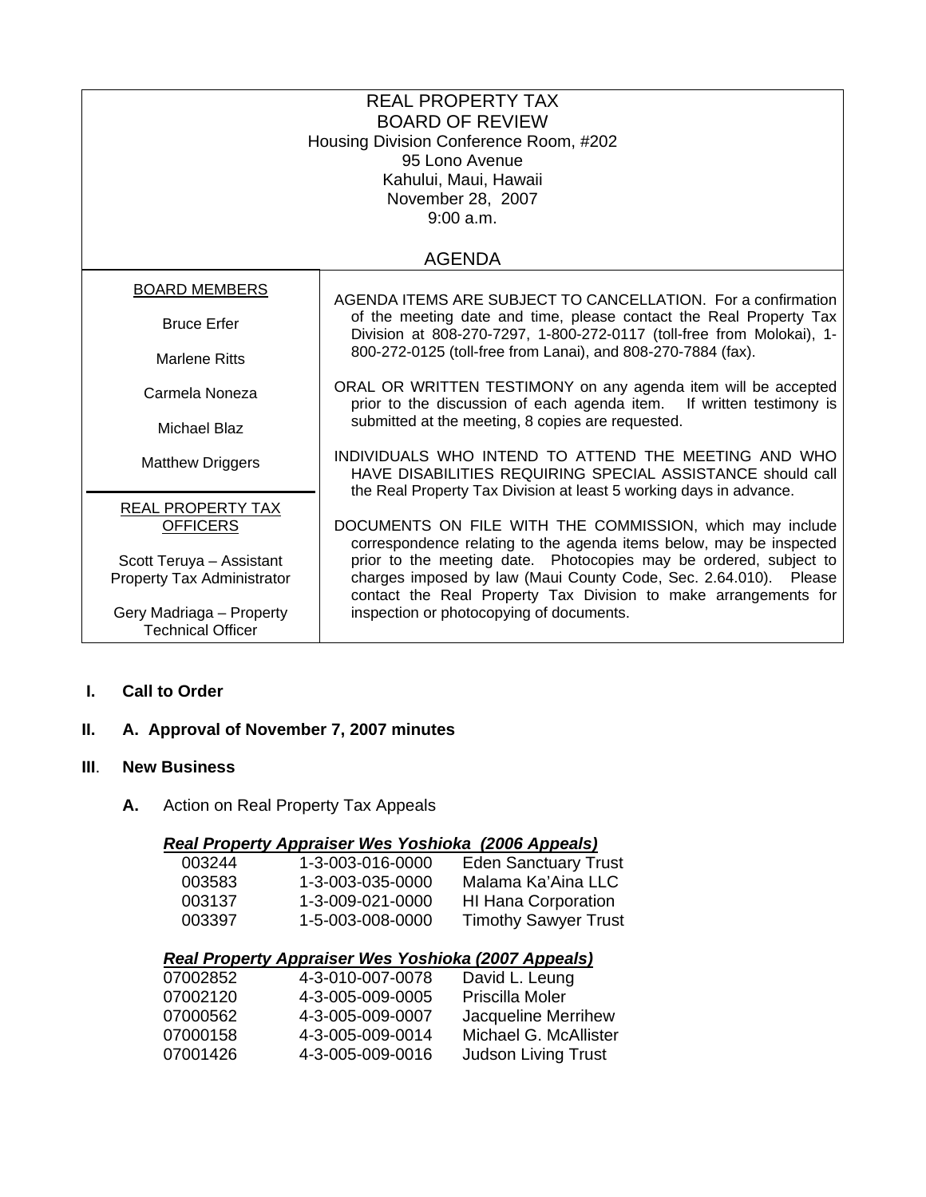# REAL PROPERTY TAX
# BOARD OF REVIEW

Housing Division Conference Room, #202
95 Lono Avenue
Kahului, Maui, Hawaii
November 28, 2007
9:00 a.m.

## AGENDA

| BOARD MEMBERS | |
|---|---|
| Bruce Erfer | AGENDA ITEMS ARE SUBJECT TO CANCELLATION. For a confirmation of the meeting date and time, please contact the Real Property Tax Division at 808-270-7297, 1-800-272-0117 (toll-free from Molokai), 1-800-272-0125 (toll-free from Lanai), and 808-270-7884 (fax). |
| Marlene Ritts | ORAL OR WRITTEN TESTIMONY on any agenda item will be accepted prior to the discussion of each agenda item. If written testimony is submitted at the meeting, 8 copies are requested. |
| Carmela Noneza | INDIVIDUALS WHO INTEND TO ATTEND THE MEETING AND WHO HAVE DISABILITIES REQUIRING SPECIAL ASSISTANCE should call the Real Property Tax Division at least 5 working days in advance. |
| Michael Blaz | DOCUMENTS ON FILE WITH THE COMMISSION, which may include correspondence relating to the agenda items below, may be inspected prior to the meeting date. Photocopies may be ordered, subject to charges imposed by law (Maui County Code, Sec. 2.64.010). Please contact the Real Property Tax Division to make arrangements for inspection or photocopying of documents. |
| Matthew Driggers | |
| **REAL PROPERTY TAX OFFICERS** | |
| Scott Teruya – Assistant Property Tax Administrator | |
| Gery Madriaga – Property Technical Officer | |

**I. Call to Order**

**II. A. Approval of November 7, 2007 minutes**

**III. New Business**

**A.** Action on Real Property Tax Appeals

***Real Property Appraiser Wes Yoshioka (2006 Appeals)***

| | | |
|---|---|---|
| 003244 | 1-3-003-016-0000 | Eden Sanctuary Trust |
| 003583 | 1-3-003-035-0000 | Malama Ka'Aina LLC |
| 003137 | 1-3-009-021-0000 | HI Hana Corporation |
| 003397 | 1-5-003-008-0000 | Timothy Sawyer Trust |

***Real Property Appraiser Wes Yoshioka (2007 Appeals)***

| | | |
|---|---|---|
| 07002852 | 4-3-010-007-0078 | David L. Leung |
| 07002120 | 4-3-005-009-0005 | Priscilla Moler |
| 07000562 | 4-3-005-009-0007 | Jacqueline Merrihew |
| 07000158 | 4-3-005-009-0014 | Michael G. McAllister |
| 07001426 | 4-3-005-009-0016 | Judson Living Trust |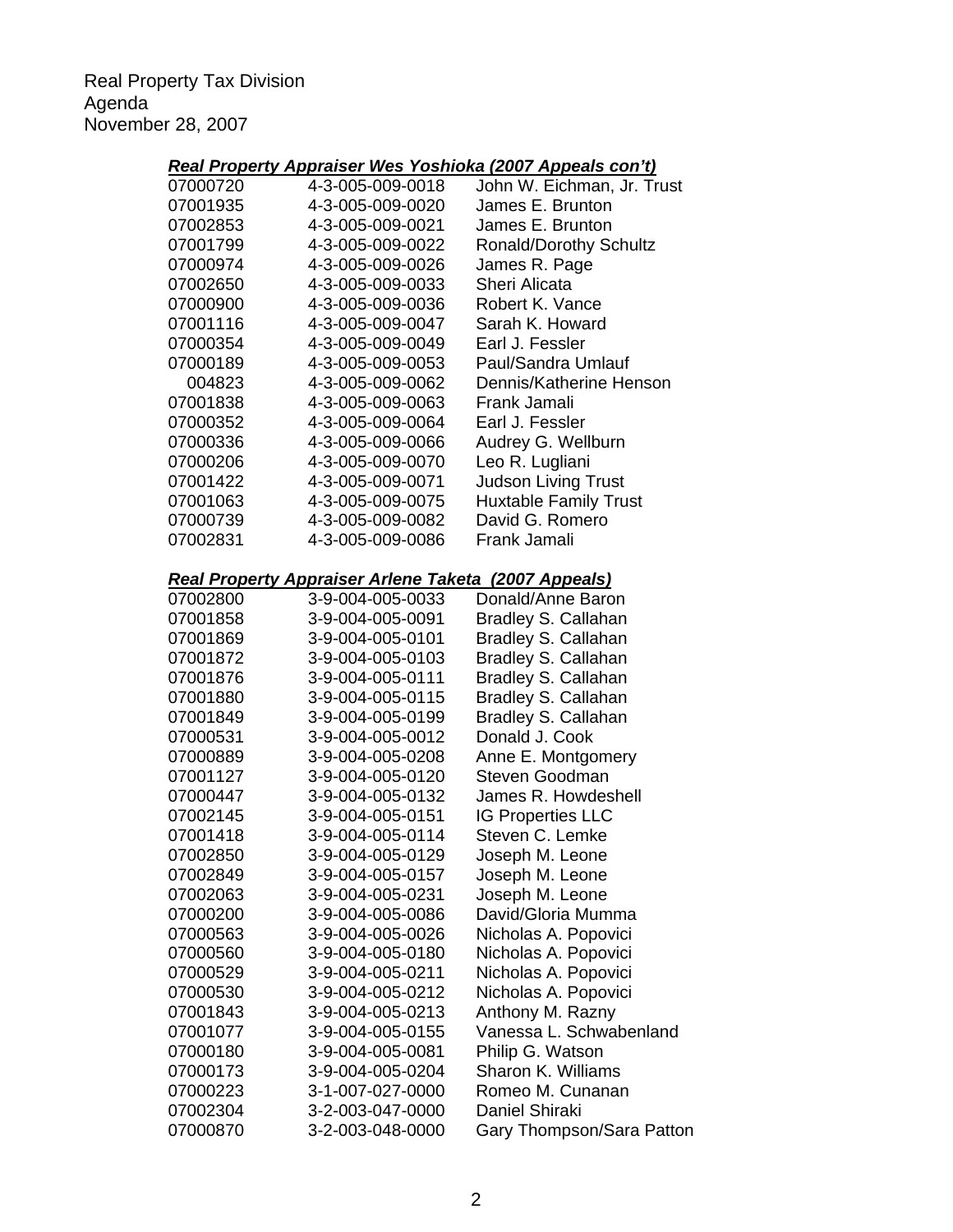Real Property Tax Division
Agenda
November 28, 2007

***Real Property Appraiser Wes Yoshioka (2007 Appeals con't)***

| | | |
|---|---|---|
| 07000720 | 4-3-005-009-0018 | John W. Eichman, Jr. Trust |
| 07001935 | 4-3-005-009-0020 | James E. Brunton |
| 07002853 | 4-3-005-009-0021 | James E. Brunton |
| 07001799 | 4-3-005-009-0022 | Ronald/Dorothy Schultz |
| 07000974 | 4-3-005-009-0026 | James R. Page |
| 07002650 | 4-3-005-009-0033 | Sheri Alicata |
| 07000900 | 4-3-005-009-0036 | Robert K. Vance |
| 07001116 | 4-3-005-009-0047 | Sarah K. Howard |
| 07000354 | 4-3-005-009-0049 | Earl J. Fessler |
| 07000189 | 4-3-005-009-0053 | Paul/Sandra Umlauf |
| 004823 | 4-3-005-009-0062 | Dennis/Katherine Henson |
| 07001838 | 4-3-005-009-0063 | Frank Jamali |
| 07000352 | 4-3-005-009-0064 | Earl J. Fessler |
| 07000336 | 4-3-005-009-0066 | Audrey G. Wellburn |
| 07000206 | 4-3-005-009-0070 | Leo R. Lugliani |
| 07001422 | 4-3-005-009-0071 | Judson Living Trust |
| 07001063 | 4-3-005-009-0075 | Huxtable Family Trust |
| 07000739 | 4-3-005-009-0082 | David G. Romero |
| 07002831 | 4-3-005-009-0086 | Frank Jamali |

***Real Property Appraiser Arlene Taketa (2007 Appeals)***

| | | |
|---|---|---|
| 07002800 | 3-9-004-005-0033 | Donald/Anne Baron |
| 07001858 | 3-9-004-005-0091 | Bradley S. Callahan |
| 07001869 | 3-9-004-005-0101 | Bradley S. Callahan |
| 07001872 | 3-9-004-005-0103 | Bradley S. Callahan |
| 07001876 | 3-9-004-005-0111 | Bradley S. Callahan |
| 07001880 | 3-9-004-005-0115 | Bradley S. Callahan |
| 07001849 | 3-9-004-005-0199 | Bradley S. Callahan |
| 07000531 | 3-9-004-005-0012 | Donald J. Cook |
| 07000889 | 3-9-004-005-0208 | Anne E. Montgomery |
| 07001127 | 3-9-004-005-0120 | Steven Goodman |
| 07000447 | 3-9-004-005-0132 | James R. Howdeshell |
| 07002145 | 3-9-004-005-0151 | IG Properties LLC |
| 07001418 | 3-9-004-005-0114 | Steven C. Lemke |
| 07002850 | 3-9-004-005-0129 | Joseph M. Leone |
| 07002849 | 3-9-004-005-0157 | Joseph M. Leone |
| 07002063 | 3-9-004-005-0231 | Joseph M. Leone |
| 07000200 | 3-9-004-005-0086 | David/Gloria Mumma |
| 07000563 | 3-9-004-005-0026 | Nicholas A. Popovici |
| 07000560 | 3-9-004-005-0180 | Nicholas A. Popovici |
| 07000529 | 3-9-004-005-0211 | Nicholas A. Popovici |
| 07000530 | 3-9-004-005-0212 | Nicholas A. Popovici |
| 07001843 | 3-9-004-005-0213 | Anthony M. Razny |
| 07001077 | 3-9-004-005-0155 | Vanessa L. Schwabenland |
| 07000180 | 3-9-004-005-0081 | Philip G. Watson |
| 07000173 | 3-9-004-005-0204 | Sharon K. Williams |
| 07000223 | 3-1-007-027-0000 | Romeo M. Cunanan |
| 07002304 | 3-2-003-047-0000 | Daniel Shiraki |
| 07000870 | 3-2-003-048-0000 | Gary Thompson/Sara Patton |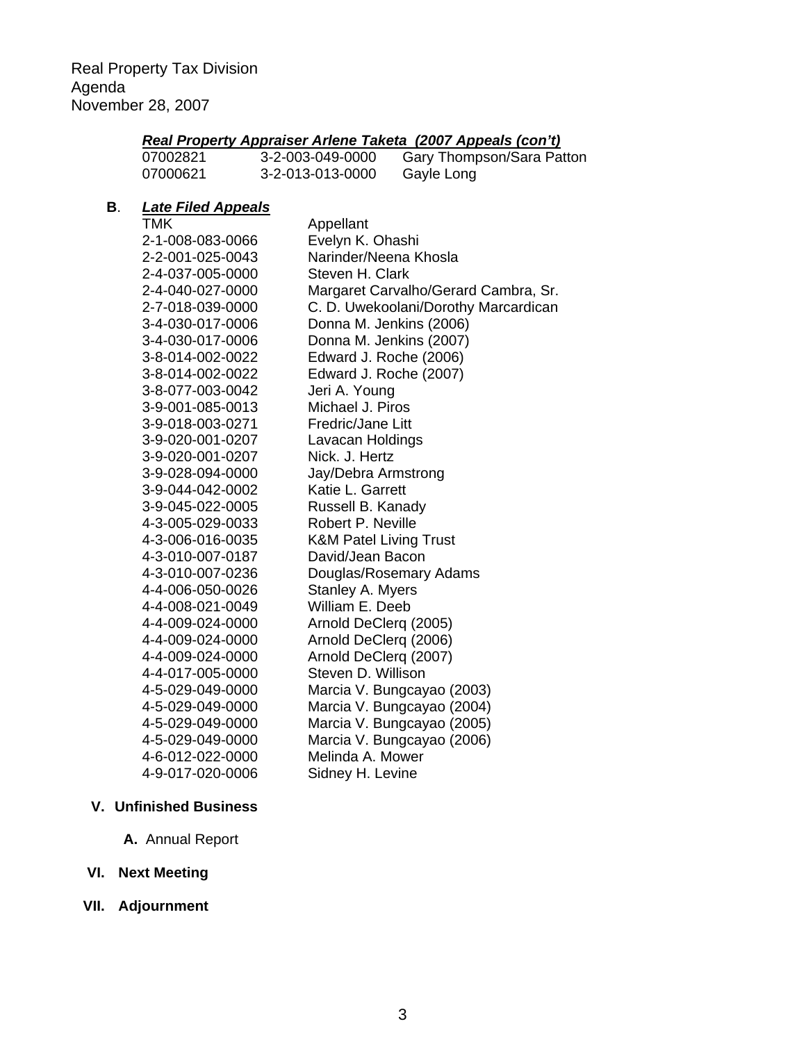Real Property Tax Division
Agenda
November 28, 2007

***Real Property Appraiser Arlene Taketa (2007 Appeals (con't)***

| | | |
|---|---|---|
| 07002821 | 3-2-003-049-0000 | Gary Thompson/Sara Patton |
| 07000621 | 3-2-013-013-0000 | Gayle Long |

**B**. ***Late Filed Appeals***

| TMK | Appellant |
|---|---|
| 2-1-008-083-0066 | Evelyn K. Ohashi |
| 2-2-001-025-0043 | Narinder/Neena Khosla |
| 2-4-037-005-0000 | Steven H. Clark |
| 2-4-040-027-0000 | Margaret Carvalho/Gerard Cambra, Sr. |
| 2-7-018-039-0000 | C. D. Uwekoolani/Dorothy Marcardican |
| 3-4-030-017-0006 | Donna M. Jenkins (2006) |
| 3-4-030-017-0006 | Donna M. Jenkins (2007) |
| 3-8-014-002-0022 | Edward J. Roche (2006) |
| 3-8-014-002-0022 | Edward J. Roche (2007) |
| 3-8-077-003-0042 | Jeri A. Young |
| 3-9-001-085-0013 | Michael J. Piros |
| 3-9-018-003-0271 | Fredric/Jane Litt |
| 3-9-020-001-0207 | Lavacan Holdings |
| 3-9-020-001-0207 | Nick. J. Hertz |
| 3-9-028-094-0000 | Jay/Debra Armstrong |
| 3-9-044-042-0002 | Katie L. Garrett |
| 3-9-045-022-0005 | Russell B. Kanady |
| 4-3-005-029-0033 | Robert P. Neville |
| 4-3-006-016-0035 | K&M Patel Living Trust |
| 4-3-010-007-0187 | David/Jean Bacon |
| 4-3-010-007-0236 | Douglas/Rosemary Adams |
| 4-4-006-050-0026 | Stanley A. Myers |
| 4-4-008-021-0049 | William E. Deeb |
| 4-4-009-024-0000 | Arnold DeClerq (2005) |
| 4-4-009-024-0000 | Arnold DeClerq (2006) |
| 4-4-009-024-0000 | Arnold DeClerq (2007) |
| 4-4-017-005-0000 | Steven D. Willison |
| 4-5-029-049-0000 | Marcia V. Bungcayao (2003) |
| 4-5-029-049-0000 | Marcia V. Bungcayao (2004) |
| 4-5-029-049-0000 | Marcia V. Bungcayao (2005) |
| 4-5-029-049-0000 | Marcia V. Bungcayao (2006) |
| 4-6-012-022-0000 | Melinda A. Mower |
| 4-9-017-020-0006 | Sidney H. Levine |

**V. Unfinished Business**

**A.** Annual Report

**VI. Next Meeting**

**VII. Adjournment**